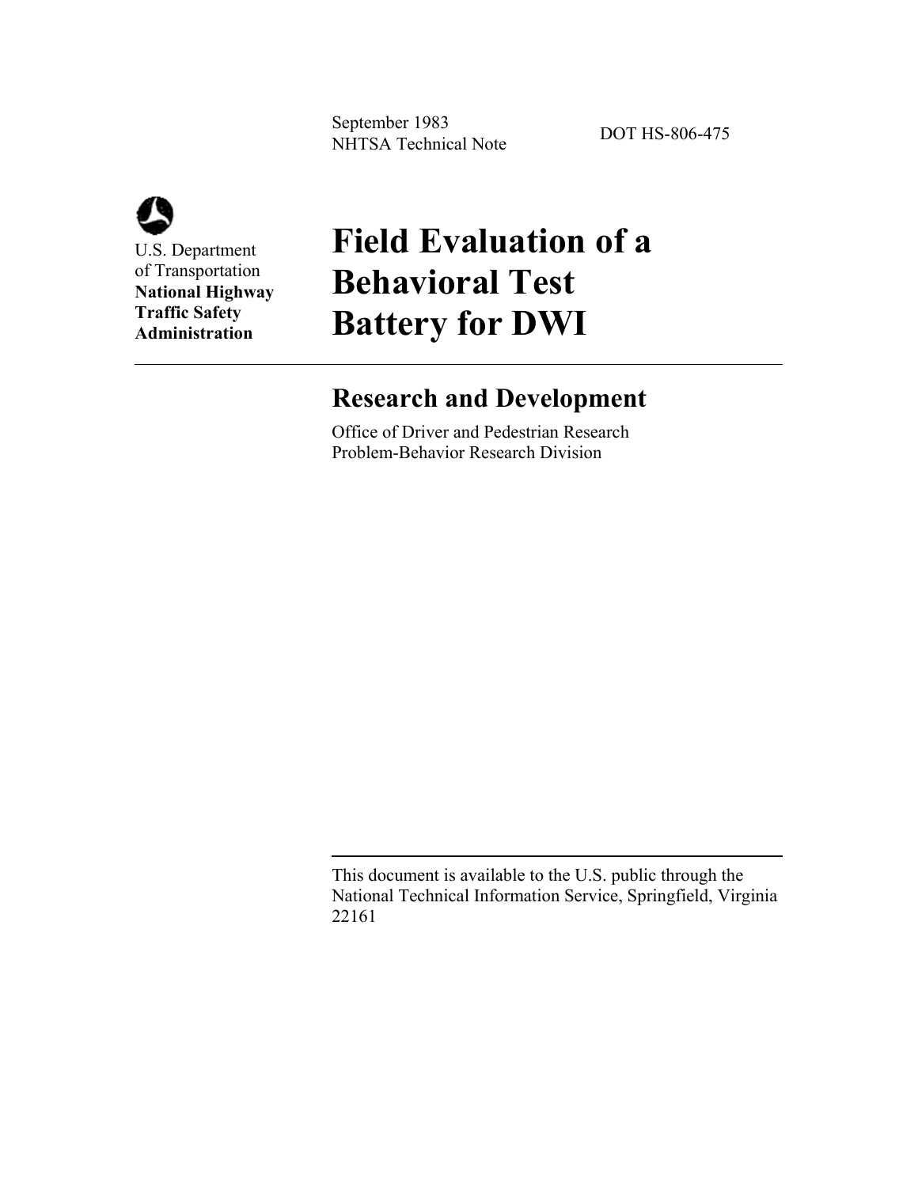September 1983
NHTSA Technical Note

DOT HS-806-475

U.S. Department
of Transportation
**National Highway Traffic Safety Administration**

# Field Evaluation of a Behavioral Test Battery for DWI

## Research and Development

Office of Driver and Pedestrian Research
Problem-Behavior Research Division

This document is available to the U.S. public through the National Technical Information Service, Springfield, Virginia 22161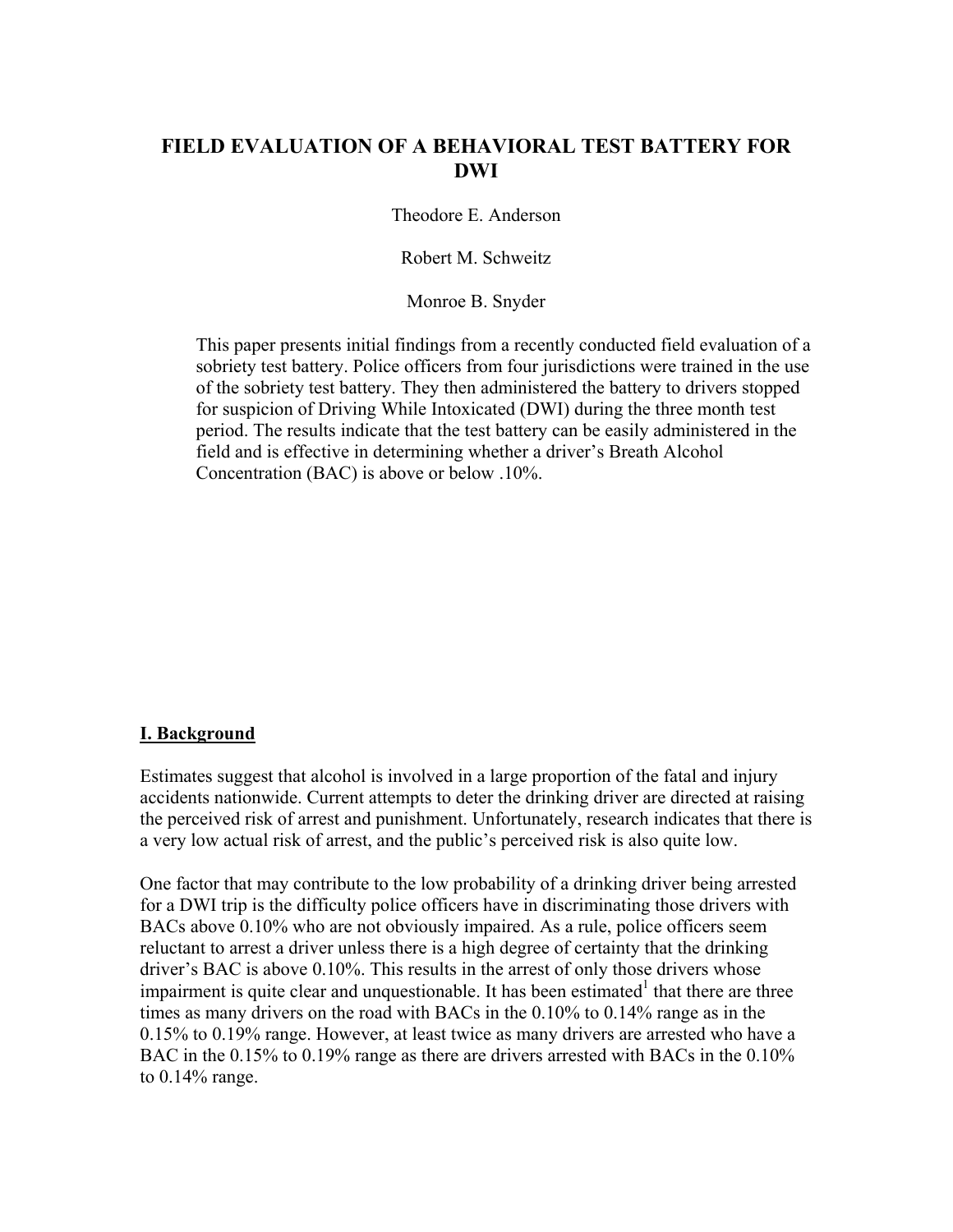# FIELD EVALUATION OF A BEHAVIORAL TEST BATTERY FOR DWI

Theodore E. Anderson

Robert M. Schweitz

Monroe B. Snyder

This paper presents initial findings from a recently conducted field evaluation of a sobriety test battery. Police officers from four jurisdictions were trained in the use of the sobriety test battery. They then administered the battery to drivers stopped for suspicion of Driving While Intoxicated (DWI) during the three month test period. The results indicate that the test battery can be easily administered in the field and is effective in determining whether a driver's Breath Alcohol Concentration (BAC) is above or below .10%.

## I. Background

Estimates suggest that alcohol is involved in a large proportion of the fatal and injury accidents nationwide. Current attempts to deter the drinking driver are directed at raising the perceived risk of arrest and punishment. Unfortunately, research indicates that there is a very low actual risk of arrest, and the public's perceived risk is also quite low.

One factor that may contribute to the low probability of a drinking driver being arrested for a DWI trip is the difficulty police officers have in discriminating those drivers with BACs above 0.10% who are not obviously impaired. As a rule, police officers seem reluctant to arrest a driver unless there is a high degree of certainty that the drinking driver's BAC is above 0.10%. This results in the arrest of only those drivers whose impairment is quite clear and unquestionable. It has been estimated[1] that there are three times as many drivers on the road with BACs in the 0.10% to 0.14% range as in the 0.15% to 0.19% range. However, at least twice as many drivers are arrested who have a BAC in the 0.15% to 0.19% range as there are drivers arrested with BACs in the 0.10% to 0.14% range.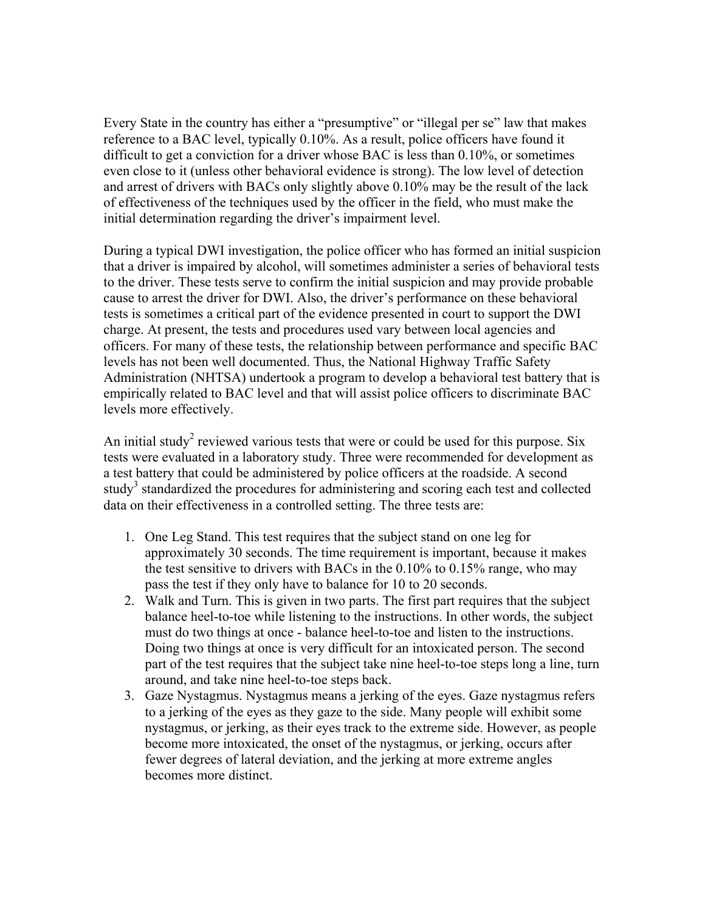Every State in the country has either a "presumptive" or "illegal per se" law that makes reference to a BAC level, typically 0.10%. As a result, police officers have found it difficult to get a conviction for a driver whose BAC is less than 0.10%, or sometimes even close to it (unless other behavioral evidence is strong). The low level of detection and arrest of drivers with BACs only slightly above 0.10% may be the result of the lack of effectiveness of the techniques used by the officer in the field, who must make the initial determination regarding the driver's impairment level.

During a typical DWI investigation, the police officer who has formed an initial suspicion that a driver is impaired by alcohol, will sometimes administer a series of behavioral tests to the driver. These tests serve to confirm the initial suspicion and may provide probable cause to arrest the driver for DWI. Also, the driver's performance on these behavioral tests is sometimes a critical part of the evidence presented in court to support the DWI charge. At present, the tests and procedures used vary between local agencies and officers. For many of these tests, the relationship between performance and specific BAC levels has not been well documented. Thus, the National Highway Traffic Safety Administration (NHTSA) undertook a program to develop a behavioral test battery that is empirically related to BAC level and that will assist police officers to discriminate BAC levels more effectively.

An initial study[2] reviewed various tests that were or could be used for this purpose. Six tests were evaluated in a laboratory study. Three were recommended for development as a test battery that could be administered by police officers at the roadside. A second study[3] standardized the procedures for administering and scoring each test and collected data on their effectiveness in a controlled setting. The three tests are:

1. One Leg Stand. This test requires that the subject stand on one leg for approximately 30 seconds. The time requirement is important, because it makes the test sensitive to drivers with BACs in the 0.10% to 0.15% range, who may pass the test if they only have to balance for 10 to 20 seconds.
2. Walk and Turn. This is given in two parts. The first part requires that the subject balance heel-to-toe while listening to the instructions. In other words, the subject must do two things at once - balance heel-to-toe and listen to the instructions. Doing two things at once is very difficult for an intoxicated person. The second part of the test requires that the subject take nine heel-to-toe steps long a line, turn around, and take nine heel-to-toe steps back.
3. Gaze Nystagmus. Nystagmus means a jerking of the eyes. Gaze nystagmus refers to a jerking of the eyes as they gaze to the side. Many people will exhibit some nystagmus, or jerking, as their eyes track to the extreme side. However, as people become more intoxicated, the onset of the nystagmus, or jerking, occurs after fewer degrees of lateral deviation, and the jerking at more extreme angles becomes more distinct.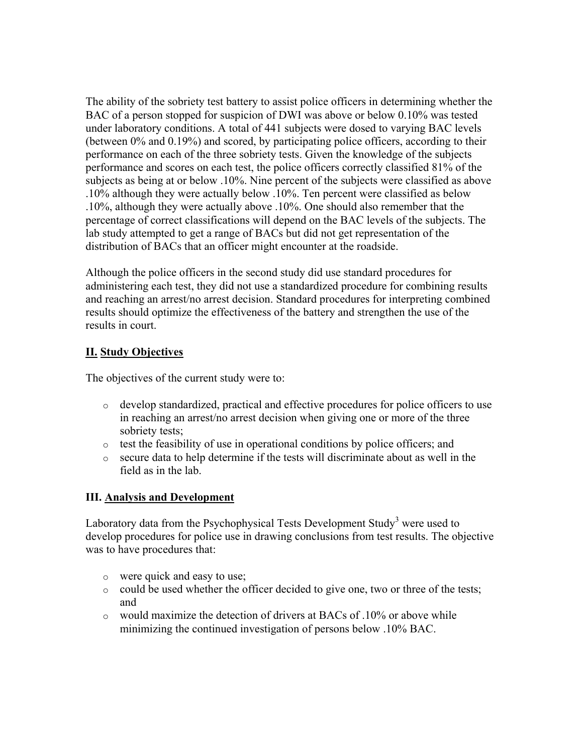The ability of the sobriety test battery to assist police officers in determining whether the BAC of a person stopped for suspicion of DWI was above or below 0.10% was tested under laboratory conditions. A total of 441 subjects were dosed to varying BAC levels (between 0% and 0.19%) and scored, by participating police officers, according to their performance on each of the three sobriety tests. Given the knowledge of the subjects performance and scores on each test, the police officers correctly classified 81% of the subjects as being at or below .10%. Nine percent of the subjects were classified as above .10% although they were actually below .10%. Ten percent were classified as below .10%, although they were actually above .10%. One should also remember that the percentage of correct classifications will depend on the BAC levels of the subjects. The lab study attempted to get a range of BACs but did not get representation of the distribution of BACs that an officer might encounter at the roadside.

Although the police officers in the second study did use standard procedures for administering each test, they did not use a standardized procedure for combining results and reaching an arrest/no arrest decision. Standard procedures for interpreting combined results should optimize the effectiveness of the battery and strengthen the use of the results in court.

## **II. Study Objectives**

The objectives of the current study were to:

- develop standardized, practical and effective procedures for police officers to use in reaching an arrest/no arrest decision when giving one or more of the three sobriety tests;
- test the feasibility of use in operational conditions by police officers; and
- secure data to help determine if the tests will discriminate about as well in the field as in the lab.

## **III. Analysis and Development**

Laboratory data from the Psychophysical Tests Development Study[3] were used to develop procedures for police use in drawing conclusions from test results. The objective was to have procedures that:

- were quick and easy to use;
- could be used whether the officer decided to give one, two or three of the tests; and
- would maximize the detection of drivers at BACs of .10% or above while minimizing the continued investigation of persons below .10% BAC.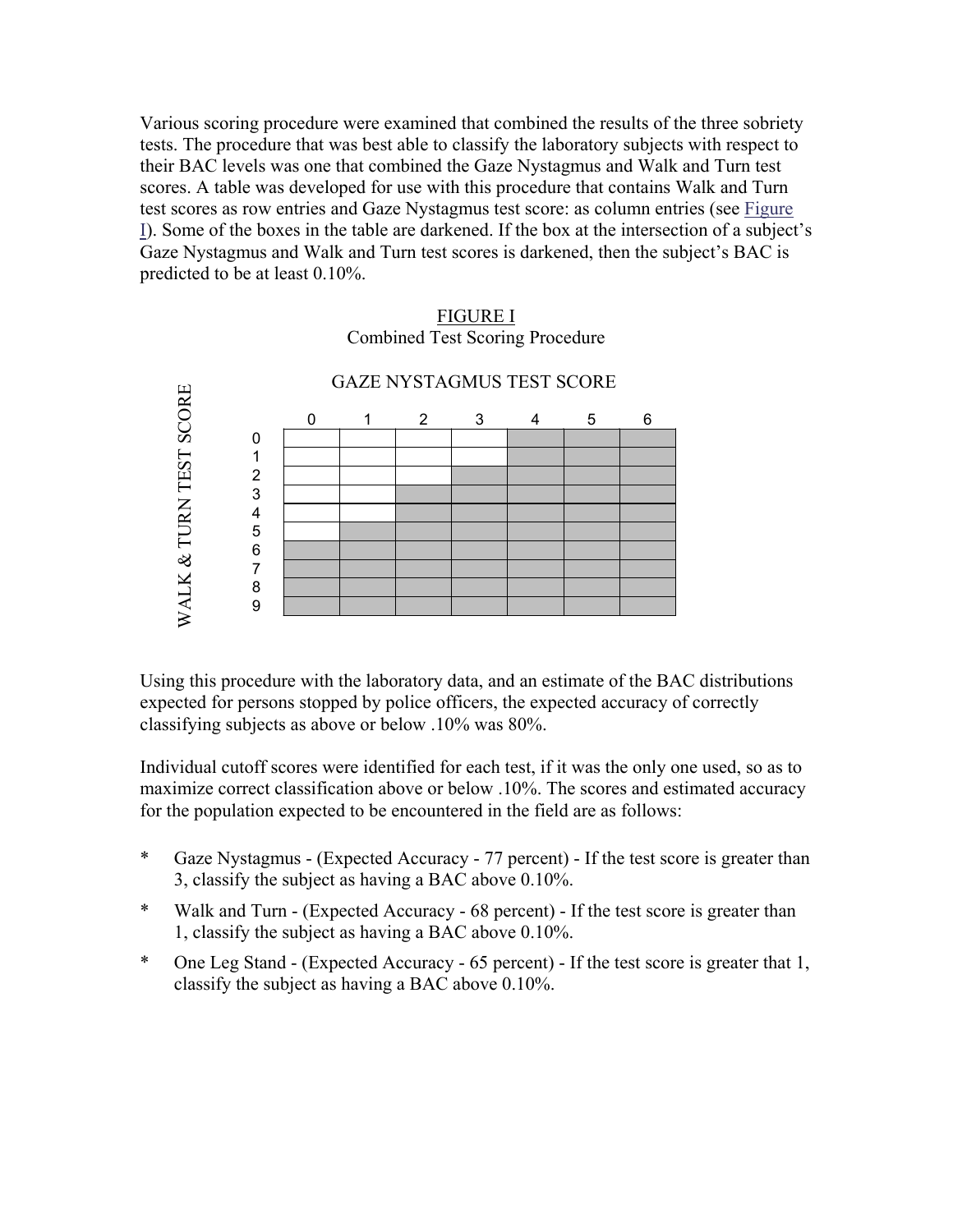Various scoring procedure were examined that combined the results of the three sobriety tests. The procedure that was best able to classify the laboratory subjects with respect to their BAC levels was one that combined the Gaze Nystagmus and Walk and Turn test scores. A table was developed for use with this procedure that contains Walk and Turn test scores as row entries and Gaze Nystagmus test score: as column entries (see Figure I). Some of the boxes in the table are darkened. If the box at the intersection of a subject's Gaze Nystagmus and Walk and Turn test scores is darkened, then the subject's BAC is predicted to be at least 0.10%.

FIGURE I
Combined Test Scoring Procedure

(■ = darkened box)

| WALK & TURN TEST SCORE | GAZE NYSTAGMUS TEST SCORE | | | | | | |
|---|---|---|---|---|---|---|---|
| | 0 | 1 | 2 | 3 | 4 | 5 | 6 |
| 0 | | | | | ■ | ■ | ■ |
| 1 | | | | | ■ | ■ | ■ |
| 2 | | | | ■ | ■ | ■ | ■ |
| 3 | | | ■ | ■ | ■ | ■ | ■ |
| 4 | | | ■ | ■ | ■ | ■ | ■ |
| 5 | | ■ | ■ | ■ | ■ | ■ | ■ |
| 6 | ■ | ■ | ■ | ■ | ■ | ■ | ■ |
| 7 | ■ | ■ | ■ | ■ | ■ | ■ | ■ |
| 8 | ■ | ■ | ■ | ■ | ■ | ■ | ■ |
| 9 | ■ | ■ | ■ | ■ | ■ | ■ | ■ |

Using this procedure with the laboratory data, and an estimate of the BAC distributions expected for persons stopped by police officers, the expected accuracy of correctly classifying subjects as above or below .10% was 80%.

Individual cutoff scores were identified for each test, if it was the only one used, so as to maximize correct classification above or below .10%. The scores and estimated accuracy for the population expected to be encountered in the field are as follows:

* Gaze Nystagmus - (Expected Accuracy - 77 percent) - If the test score is greater than 3, classify the subject as having a BAC above 0.10%.
* Walk and Turn - (Expected Accuracy - 68 percent) - If the test score is greater than 1, classify the subject as having a BAC above 0.10%.
* One Leg Stand - (Expected Accuracy - 65 percent) - If the test score is greater that 1, classify the subject as having a BAC above 0.10%.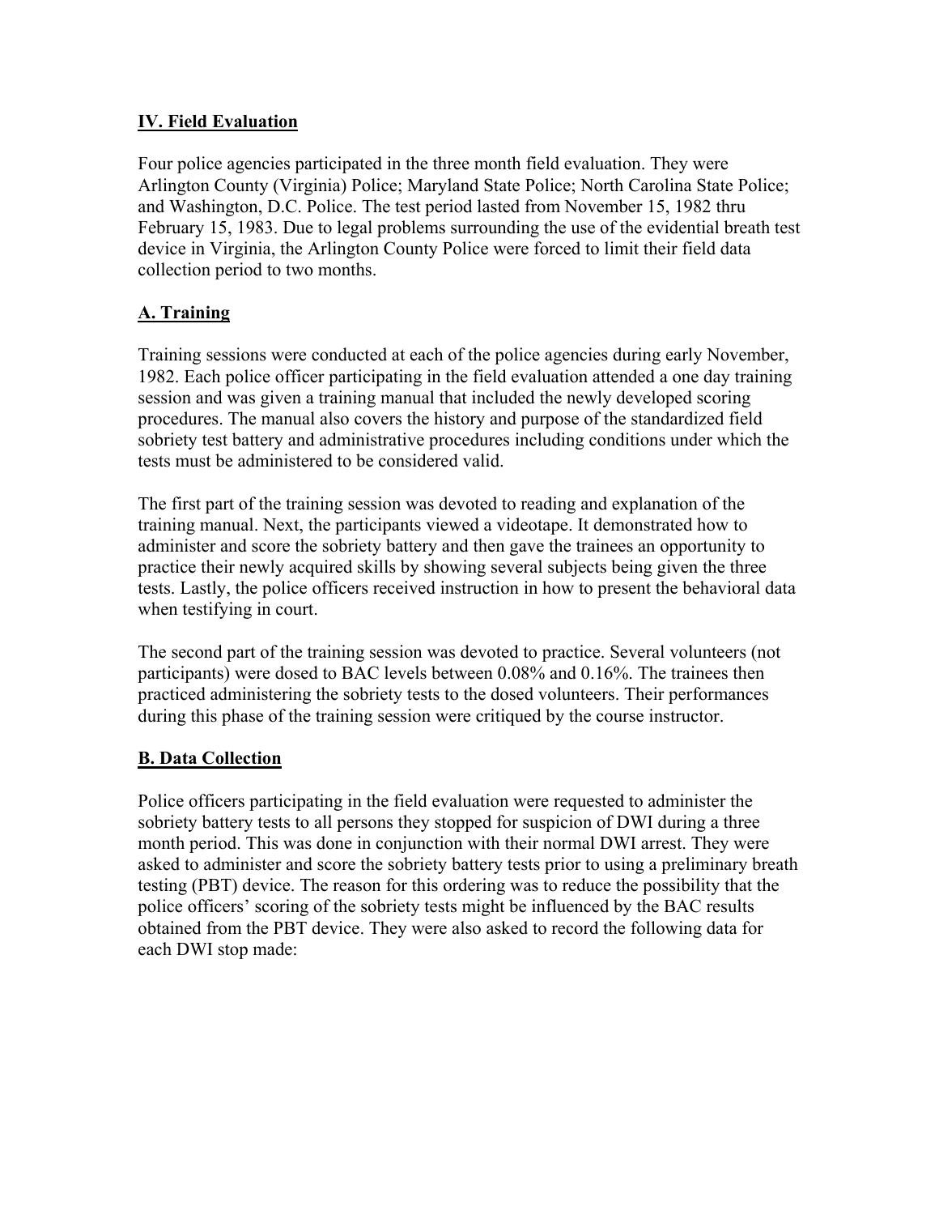## IV. Field Evaluation

Four police agencies participated in the three month field evaluation. They were Arlington County (Virginia) Police; Maryland State Police; North Carolina State Police; and Washington, D.C. Police. The test period lasted from November 15, 1982 thru February 15, 1983. Due to legal problems surrounding the use of the evidential breath test device in Virginia, the Arlington County Police were forced to limit their field data collection period to two months.

### A. Training

Training sessions were conducted at each of the police agencies during early November, 1982. Each police officer participating in the field evaluation attended a one day training session and was given a training manual that included the newly developed scoring procedures. The manual also covers the history and purpose of the standardized field sobriety test battery and administrative procedures including conditions under which the tests must be administered to be considered valid.

The first part of the training session was devoted to reading and explanation of the training manual. Next, the participants viewed a videotape. It demonstrated how to administer and score the sobriety battery and then gave the trainees an opportunity to practice their newly acquired skills by showing several subjects being given the three tests. Lastly, the police officers received instruction in how to present the behavioral data when testifying in court.

The second part of the training session was devoted to practice. Several volunteers (not participants) were dosed to BAC levels between 0.08% and 0.16%. The trainees then practiced administering the sobriety tests to the dosed volunteers. Their performances during this phase of the training session were critiqued by the course instructor.

### B. Data Collection

Police officers participating in the field evaluation were requested to administer the sobriety battery tests to all persons they stopped for suspicion of DWI during a three month period. This was done in conjunction with their normal DWI arrest. They were asked to administer and score the sobriety battery tests prior to using a preliminary breath testing (PBT) device. The reason for this ordering was to reduce the possibility that the police officers' scoring of the sobriety tests might be influenced by the BAC results obtained from the PBT device. They were also asked to record the following data for each DWI stop made: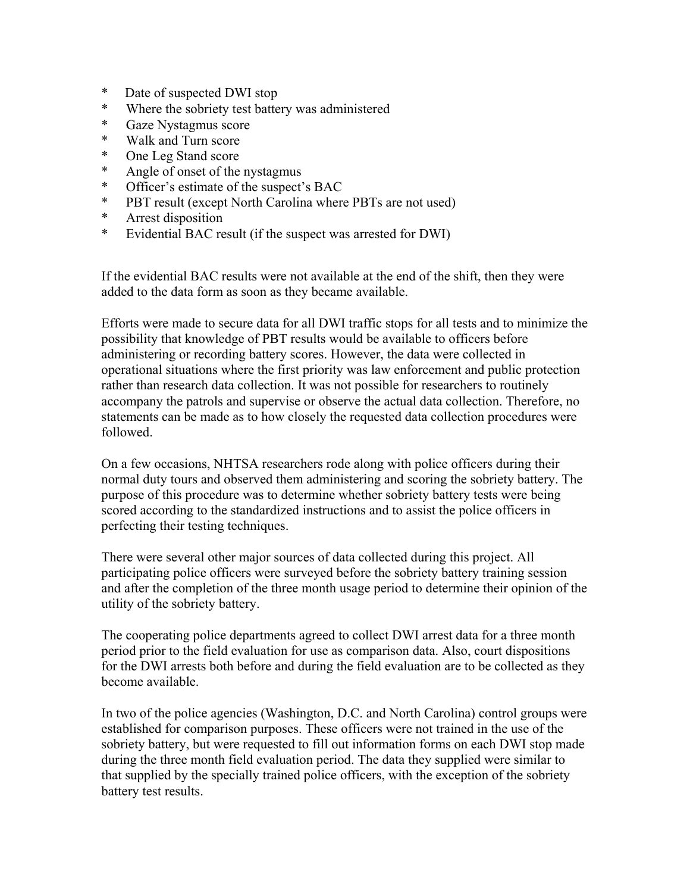* Date of suspected DWI stop
* Where the sobriety test battery was administered
* Gaze Nystagmus score
* Walk and Turn score
* One Leg Stand score
* Angle of onset of the nystagmus
* Officer's estimate of the suspect's BAC
* PBT result (except North Carolina where PBTs are not used)
* Arrest disposition
* Evidential BAC result (if the suspect was arrested for DWI)

If the evidential BAC results were not available at the end of the shift, then they were added to the data form as soon as they became available.

Efforts were made to secure data for all DWI traffic stops for all tests and to minimize the possibility that knowledge of PBT results would be available to officers before administering or recording battery scores. However, the data were collected in operational situations where the first priority was law enforcement and public protection rather than research data collection. It was not possible for researchers to routinely accompany the patrols and supervise or observe the actual data collection. Therefore, no statements can be made as to how closely the requested data collection procedures were followed.

On a few occasions, NHTSA researchers rode along with police officers during their normal duty tours and observed them administering and scoring the sobriety battery. The purpose of this procedure was to determine whether sobriety battery tests were being scored according to the standardized instructions and to assist the police officers in perfecting their testing techniques.

There were several other major sources of data collected during this project. All participating police officers were surveyed before the sobriety battery training session and after the completion of the three month usage period to determine their opinion of the utility of the sobriety battery.

The cooperating police departments agreed to collect DWI arrest data for a three month period prior to the field evaluation for use as comparison data. Also, court dispositions for the DWI arrests both before and during the field evaluation are to be collected as they become available.

In two of the police agencies (Washington, D.C. and North Carolina) control groups were established for comparison purposes. These officers were not trained in the use of the sobriety battery, but were requested to fill out information forms on each DWI stop made during the three month field evaluation period. The data they supplied were similar to that supplied by the specially trained police officers, with the exception of the sobriety battery test results.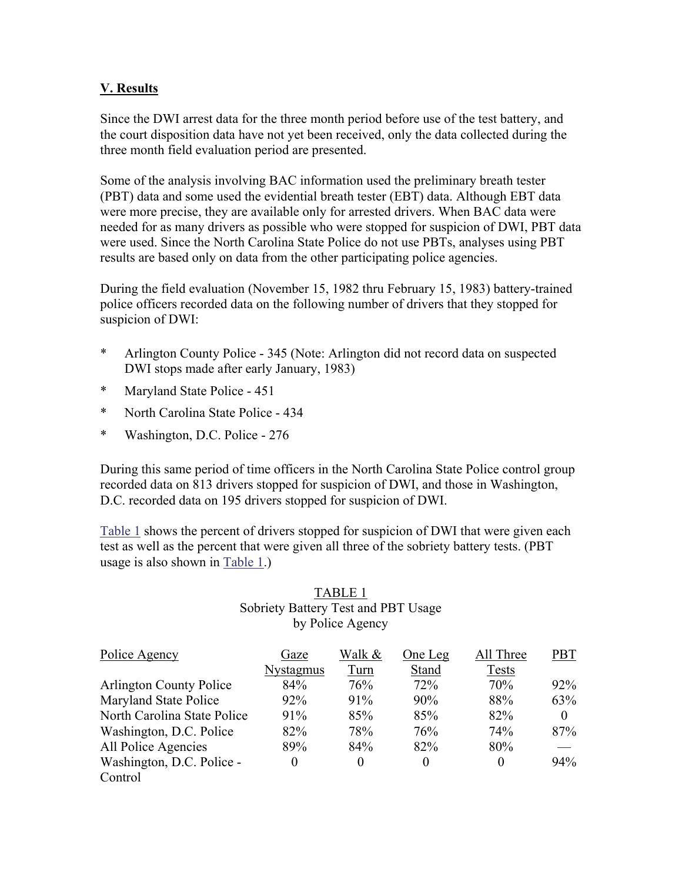## V. Results

Since the DWI arrest data for the three month period before use of the test battery, and the court disposition data have not yet been received, only the data collected during the three month field evaluation period are presented.

Some of the analysis involving BAC information used the preliminary breath tester (PBT) data and some used the evidential breath tester (EBT) data. Although EBT data were more precise, they are available only for arrested drivers. When BAC data were needed for as many drivers as possible who were stopped for suspicion of DWI, PBT data were used. Since the North Carolina State Police do not use PBTs, analyses using PBT results are based only on data from the other participating police agencies.

During the field evaluation (November 15, 1982 thru February 15, 1983) battery-trained police officers recorded data on the following number of drivers that they stopped for suspicion of DWI:

- Arlington County Police - 345 (Note: Arlington did not record data on suspected DWI stops made after early January, 1983)
- Maryland State Police - 451
- North Carolina State Police - 434
- Washington, D.C. Police - 276

During this same period of time officers in the North Carolina State Police control group recorded data on 813 drivers stopped for suspicion of DWI, and those in Washington, D.C. recorded data on 195 drivers stopped for suspicion of DWI.

Table 1 shows the percent of drivers stopped for suspicion of DWI that were given each test as well as the percent that were given all three of the sobriety battery tests. (PBT usage is also shown in Table 1.)

TABLE 1
Sobriety Battery Test and PBT Usage
by Police Agency

| Police Agency | Gaze Nystagmus | Walk & Turn | One Leg Stand | All Three Tests | PBT |
|---|---|---|---|---|---|
| Arlington County Police | 84% | 76% | 72% | 70% | 92% |
| Maryland State Police | 92% | 91% | 90% | 88% | 63% |
| North Carolina State Police | 91% | 85% | 85% | 82% | 0 |
| Washington, D.C. Police | 82% | 78% | 76% | 74% | 87% |
| All Police Agencies | 89% | 84% | 82% | 80% | — |
| Washington, D.C. Police - Control | 0 | 0 | 0 | 0 | 94% |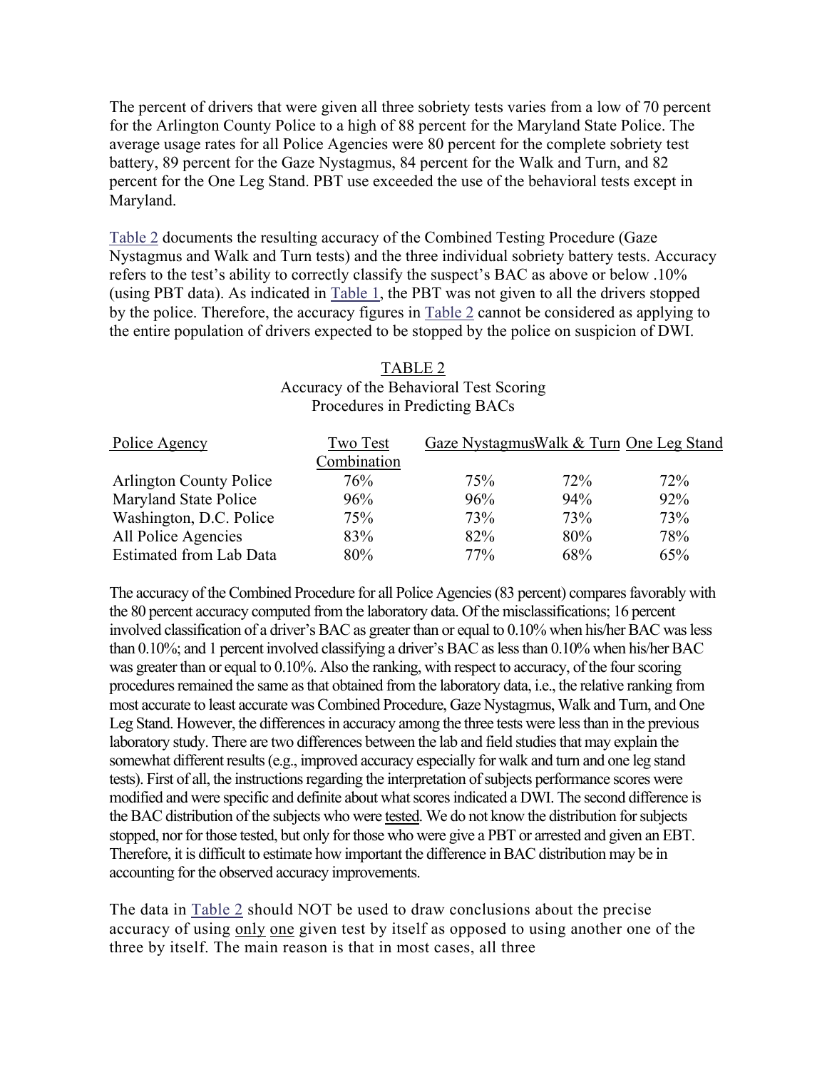The percent of drivers that were given all three sobriety tests varies from a low of 70 percent for the Arlington County Police to a high of 88 percent for the Maryland State Police. The average usage rates for all Police Agencies were 80 percent for the complete sobriety test battery, 89 percent for the Gaze Nystagmus, 84 percent for the Walk and Turn, and 82 percent for the One Leg Stand. PBT use exceeded the use of the behavioral tests except in Maryland.

Table 2 documents the resulting accuracy of the Combined Testing Procedure (Gaze Nystagmus and Walk and Turn tests) and the three individual sobriety battery tests. Accuracy refers to the test's ability to correctly classify the suspect's BAC as above or below .10% (using PBT data). As indicated in Table 1, the PBT was not given to all the drivers stopped by the police. Therefore, the accuracy figures in Table 2 cannot be considered as applying to the entire population of drivers expected to be stopped by the police on suspicion of DWI.

TABLE 2
Accuracy of the Behavioral Test Scoring Procedures in Predicting BACs

| Police Agency | Two Test Combination | Gaze Nystagmus | Walk & Turn | One Leg Stand |
|---|---|---|---|---|
| Arlington County Police | 76% | 75% | 72% | 72% |
| Maryland State Police | 96% | 96% | 94% | 92% |
| Washington, D.C. Police | 75% | 73% | 73% | 73% |
| All Police Agencies | 83% | 82% | 80% | 78% |
| Estimated from Lab Data | 80% | 77% | 68% | 65% |

The accuracy of the Combined Procedure for all Police Agencies (83 percent) compares favorably with the 80 percent accuracy computed from the laboratory data. Of the misclassifications; 16 percent involved classification of a driver's BAC as greater than or equal to 0.10% when his/her BAC was less than 0.10%; and 1 percent involved classifying a driver's BAC as less than 0.10% when his/her BAC was greater than or equal to 0.10%. Also the ranking, with respect to accuracy, of the four scoring procedures remained the same as that obtained from the laboratory data, i.e., the relative ranking from most accurate to least accurate was Combined Procedure, Gaze Nystagmus, Walk and Turn, and One Leg Stand. However, the differences in accuracy among the three tests were less than in the previous laboratory study. There are two differences between the lab and field studies that may explain the somewhat different results (e.g., improved accuracy especially for walk and turn and one leg stand tests). First of all, the instructions regarding the interpretation of subjects performance scores were modified and were specific and definite about what scores indicated a DWI. The second difference is the BAC distribution of the subjects who were <u>tested</u>. We do not know the distribution for subjects stopped, nor for those tested, but only for those who were give a PBT or arrested and given an EBT. Therefore, it is difficult to estimate how important the difference in BAC distribution may be in accounting for the observed accuracy improvements.

The data in Table 2 should NOT be used to draw conclusions about the precise accuracy of using <u>only</u> <u>one</u> given test by itself as opposed to using another one of the three by itself. The main reason is that in most cases, all three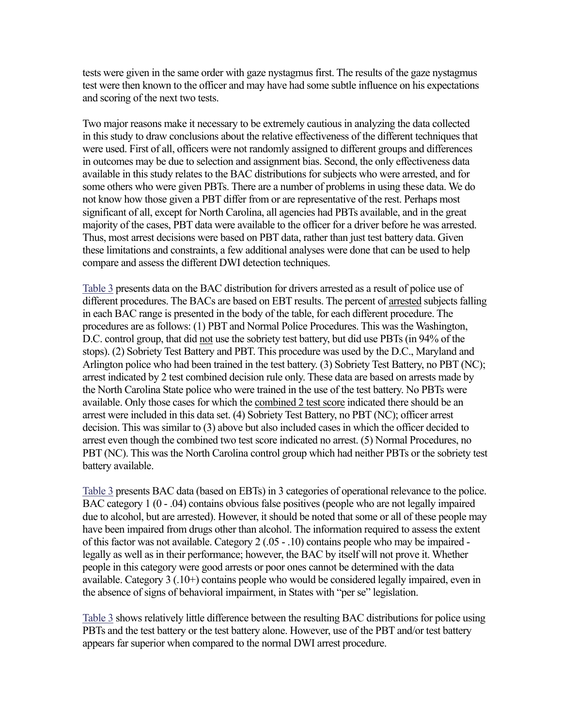tests were given in the same order with gaze nystagmus first. The results of the gaze nystagmus test were then known to the officer and may have had some subtle influence on his expectations and scoring of the next two tests.

Two major reasons make it necessary to be extremely cautious in analyzing the data collected in this study to draw conclusions about the relative effectiveness of the different techniques that were used. First of all, officers were not randomly assigned to different groups and differences in outcomes may be due to selection and assignment bias. Second, the only effectiveness data available in this study relates to the BAC distributions for subjects who were arrested, and for some others who were given PBTs. There are a number of problems in using these data. We do not know how those given a PBT differ from or are representative of the rest. Perhaps most significant of all, except for North Carolina, all agencies had PBTs available, and in the great majority of the cases, PBT data were available to the officer for a driver before he was arrested. Thus, most arrest decisions were based on PBT data, rather than just test battery data. Given these limitations and constraints, a few additional analyses were done that can be used to help compare and assess the different DWI detection techniques.

Table 3 presents data on the BAC distribution for drivers arrested as a result of police use of different procedures. The BACs are based on EBT results. The percent of arrested subjects falling in each BAC range is presented in the body of the table, for each different procedure. The procedures are as follows: (1) PBT and Normal Police Procedures. This was the Washington, D.C. control group, that did not use the sobriety test battery, but did use PBTs (in 94% of the stops). (2) Sobriety Test Battery and PBT. This procedure was used by the D.C., Maryland and Arlington police who had been trained in the test battery. (3) Sobriety Test Battery, no PBT (NC); arrest indicated by 2 test combined decision rule only. These data are based on arrests made by the North Carolina State police who were trained in the use of the test battery. No PBTs were available. Only those cases for which the combined 2 test score indicated there should be an arrest were included in this data set. (4) Sobriety Test Battery, no PBT (NC); officer arrest decision. This was similar to (3) above but also included cases in which the officer decided to arrest even though the combined two test score indicated no arrest. (5) Normal Procedures, no PBT (NC). This was the North Carolina control group which had neither PBTs or the sobriety test battery available.

Table 3 presents BAC data (based on EBTs) in 3 categories of operational relevance to the police. BAC category 1 (0 - .04) contains obvious false positives (people who are not legally impaired due to alcohol, but are arrested). However, it should be noted that some or all of these people may have been impaired from drugs other than alcohol. The information required to assess the extent of this factor was not available. Category 2 (.05 - .10) contains people who may be impaired - legally as well as in their performance; however, the BAC by itself will not prove it. Whether people in this category were good arrests or poor ones cannot be determined with the data available. Category 3 (.10+) contains people who would be considered legally impaired, even in the absence of signs of behavioral impairment, in States with "per se" legislation.

Table 3 shows relatively little difference between the resulting BAC distributions for police using PBTs and the test battery or the test battery alone. However, use of the PBT and/or test battery appears far superior when compared to the normal DWI arrest procedure.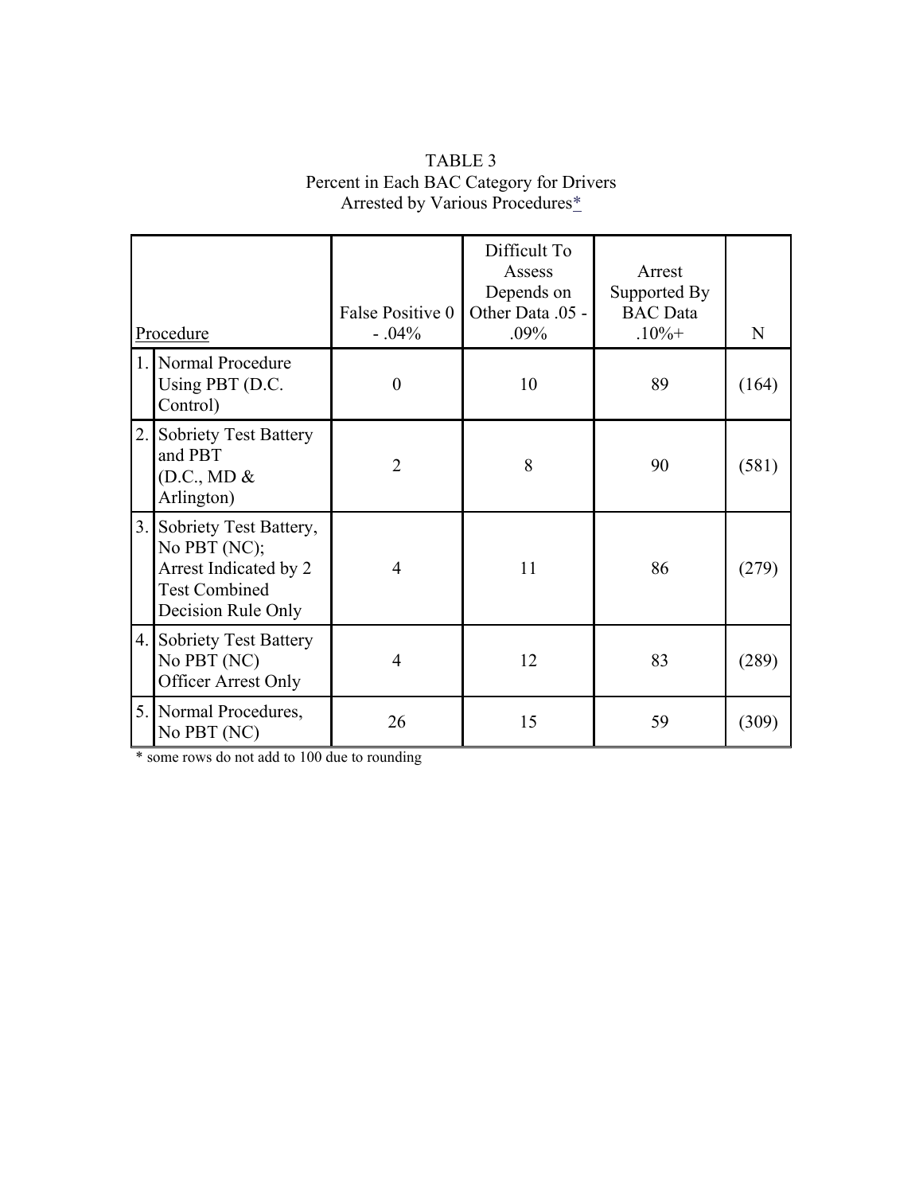TABLE 3
Percent in Each BAC Category for Drivers
Arrested by Various Procedures*

| Procedure | False Positive 0 - .04% | Difficult To Assess Depends on Other Data .05 - .09% | Arrest Supported By BAC Data .10%+ | N |
|---|---|---|---|---|
| 1. Normal Procedure Using PBT (D.C. Control) | 0 | 10 | 89 | (164) |
| 2. Sobriety Test Battery and PBT (D.C., MD & Arlington) | 2 | 8 | 90 | (581) |
| 3. Sobriety Test Battery, No PBT (NC); Arrest Indicated by 2 Test Combined Decision Rule Only | 4 | 11 | 86 | (279) |
| 4. Sobriety Test Battery No PBT (NC) Officer Arrest Only | 4 | 12 | 83 | (289) |
| 5. Normal Procedures, No PBT (NC) | 26 | 15 | 59 | (309) |

* some rows do not add to 100 due to rounding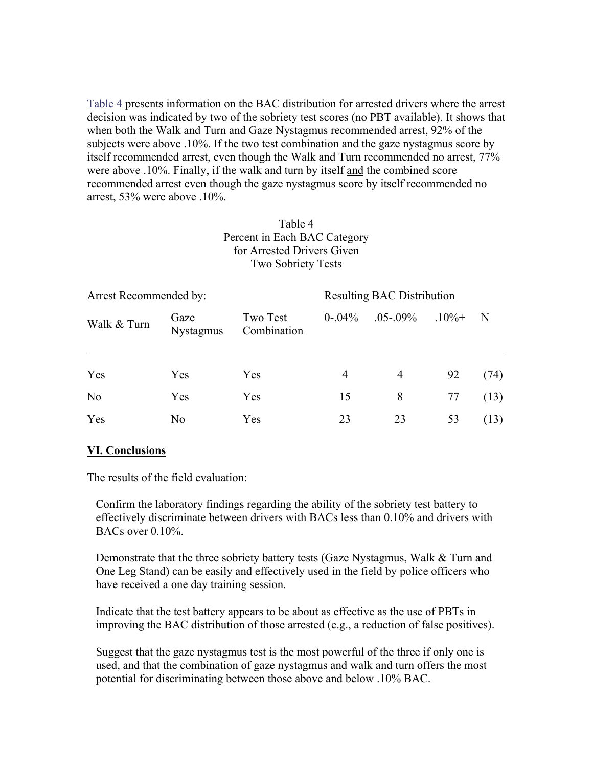Table 4 presents information on the BAC distribution for arrested drivers where the arrest decision was indicated by two of the sobriety test scores (no PBT available). It shows that when <u>both</u> the Walk and Turn and Gaze Nystagmus recommended arrest, 92% of the subjects were above .10%. If the two test combination and the gaze nystagmus score by itself recommended arrest, even though the Walk and Turn recommended no arrest, 77% were above .10%. Finally, if the walk and turn by itself <u>and</u> the combined score recommended arrest even though the gaze nystagmus score by itself recommended no arrest, 53% were above .10%.

Table 4
Percent in Each BAC Category
for Arrested Drivers Given
Two Sobriety Tests

| Arrest Recommended by: | | | Resulting BAC Distribution | | | |
|---|---|---|---|---|---|---|
| Walk & Turn | Gaze Nystagmus | Two Test Combination | 0-.04% | .05-.09% | .10%+ | N |
| Yes | Yes | Yes | 4 | 4 | 92 | (74) |
| No | Yes | Yes | 15 | 8 | 77 | (13) |
| Yes | No | Yes | 23 | 23 | 53 | (13) |

## VI. Conclusions

The results of the field evaluation:

Confirm the laboratory findings regarding the ability of the sobriety test battery to effectively discriminate between drivers with BACs less than 0.10% and drivers with BACs over 0.10%.

Demonstrate that the three sobriety battery tests (Gaze Nystagmus, Walk & Turn and One Leg Stand) can be easily and effectively used in the field by police officers who have received a one day training session.

Indicate that the test battery appears to be about as effective as the use of PBTs in improving the BAC distribution of those arrested (e.g., a reduction of false positives).

Suggest that the gaze nystagmus test is the most powerful of the three if only one is used, and that the combination of gaze nystagmus and walk and turn offers the most potential for discriminating between those above and below .10% BAC.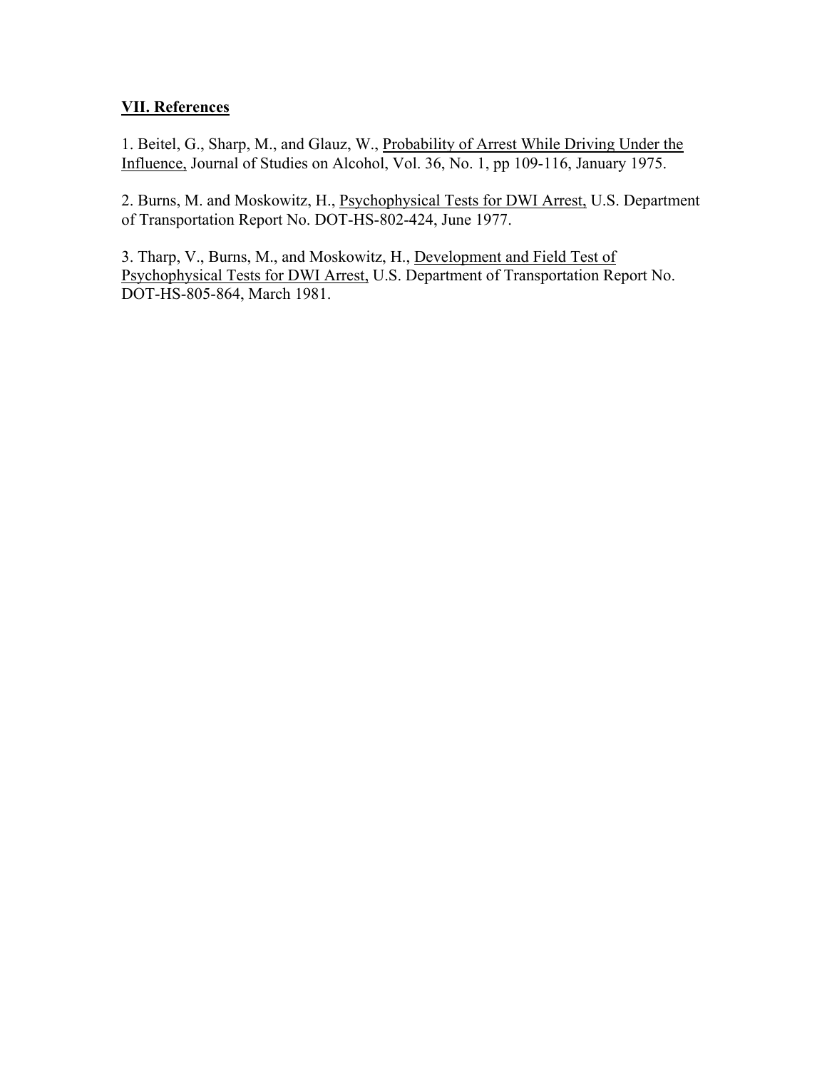## VII. References

1. Beitel, G., Sharp, M., and Glauz, W., Probability of Arrest While Driving Under the Influence, Journal of Studies on Alcohol, Vol. 36, No. 1, pp 109-116, January 1975.

2. Burns, M. and Moskowitz, H., Psychophysical Tests for DWI Arrest, U.S. Department of Transportation Report No. DOT-HS-802-424, June 1977.

3. Tharp, V., Burns, M., and Moskowitz, H., Development and Field Test of Psychophysical Tests for DWI Arrest, U.S. Department of Transportation Report No. DOT-HS-805-864, March 1981.